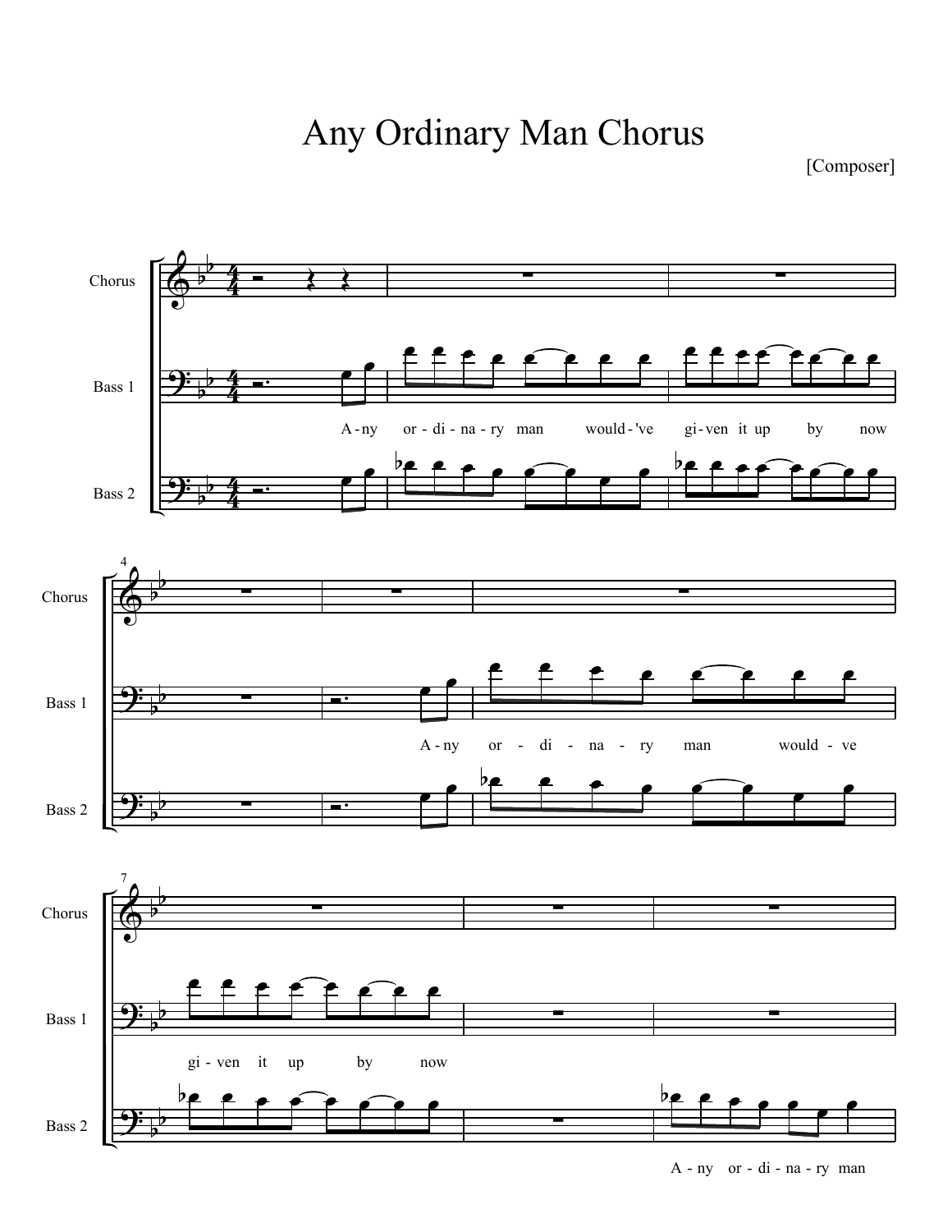# Any Ordinary Man Chorus

[Composer]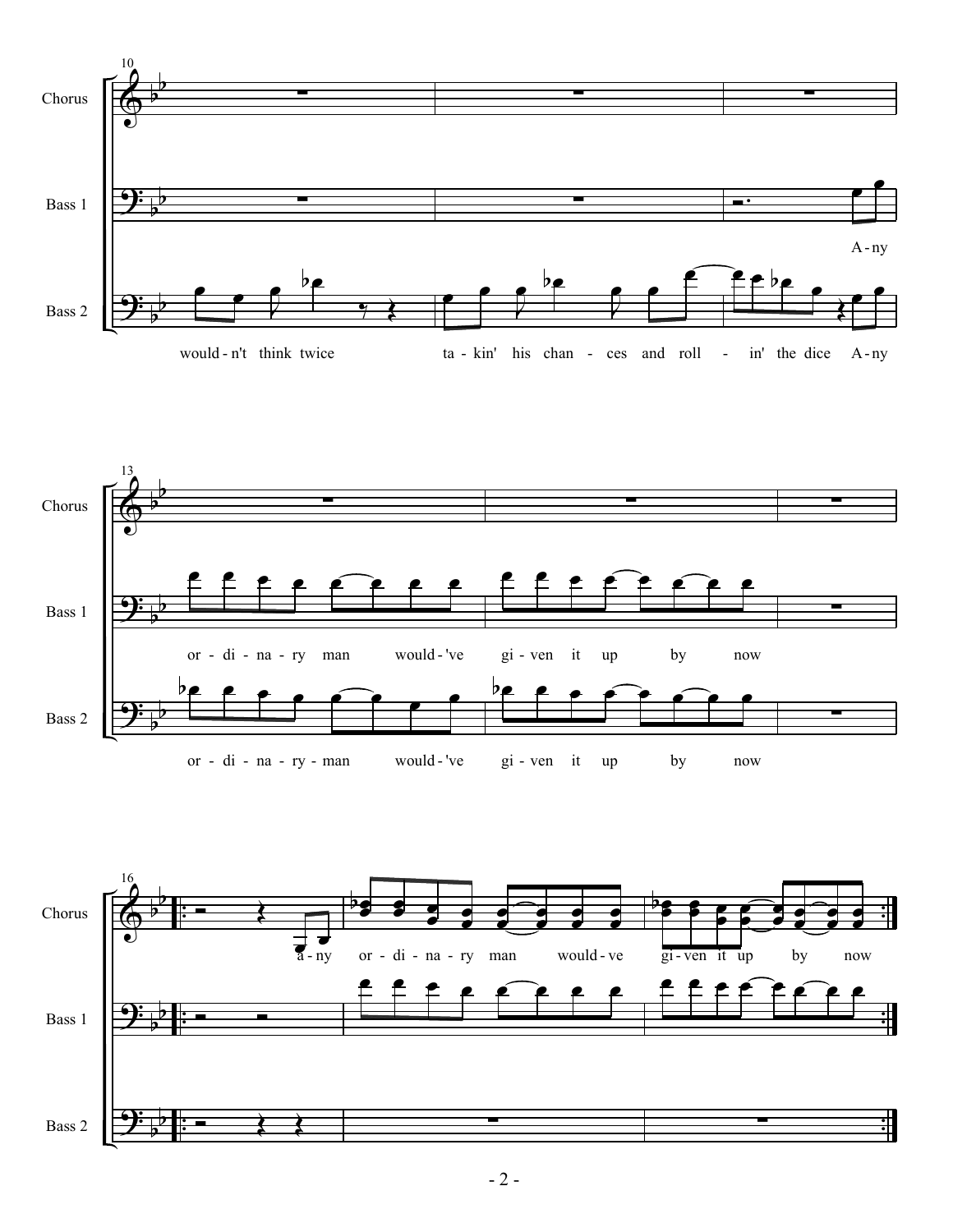10

Chorus

Bass 1

A-ny

Bass 2

would-n't think twice ta-kin' his chan-ces and roll-in' the dice A-ny

13

Chorus

Bass 1

or-di-na-ry man would-'ve gi-ven it up by now

Bass 2

or-di-na-ry-man would-'ve gi-ven it up by now

16

Chorus

a-ny or-di-na-ry man would-ve gi-ven it up by now

Bass 1

Bass 2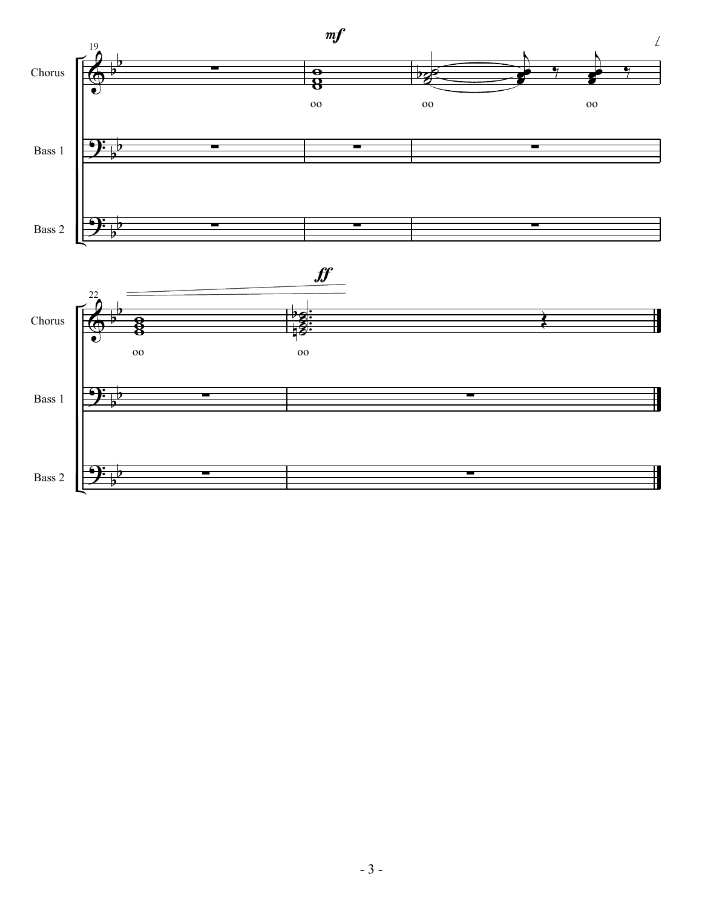19

*mf*

Chorus

oo oo oo

Bass 1

Bass 2

22

*ff*

Chorus

oo oo

Bass 1

Bass 2